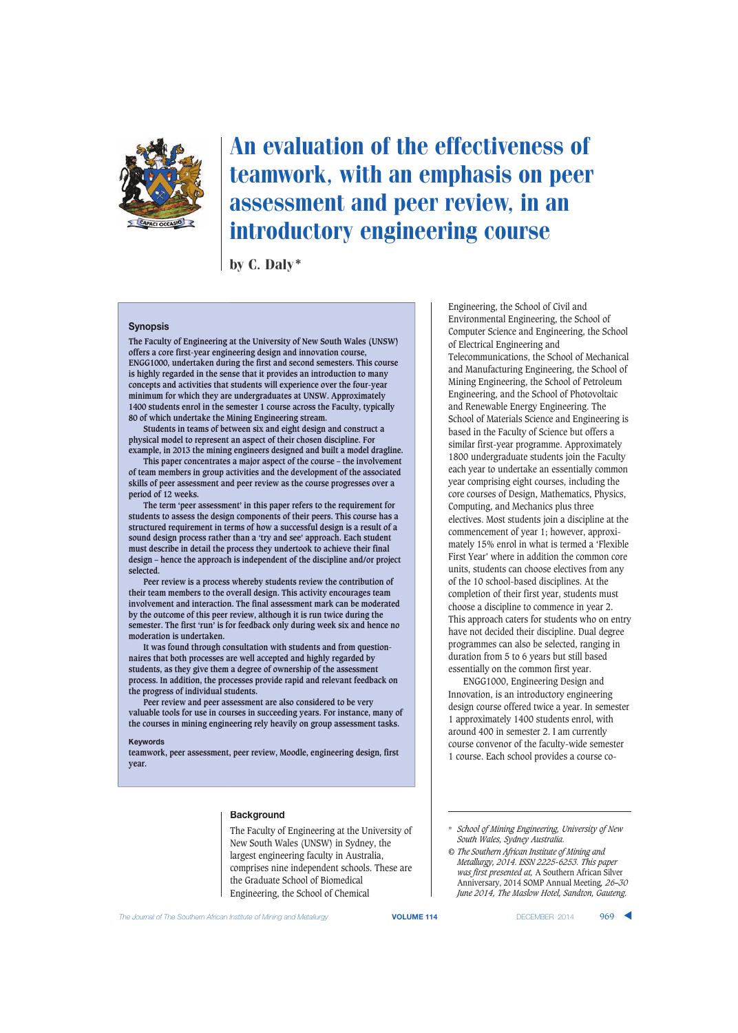# An evaluation of the effectiveness of teamwork, with an emphasis on peer assessment and peer review, in an introductory engineering course

by C. Daly*

## Synopsis

The Faculty of Engineering at the University of New South Wales (UNSW) offers a core first-year engineering design and innovation course, ENGG1000, undertaken during the first and second semesters. This course is highly regarded in the sense that it provides an introduction to many concepts and activities that students will experience over the four-year minimum for which they are undergraduates at UNSW. Approximately 1400 students enrol in the semester 1 course across the Faculty, typically 80 of which undertake the Mining Engineering stream.

Students in teams of between six and eight design and construct a physical model to represent an aspect of their chosen discipline. For example, in 2013 the mining engineers designed and built a model dragline.

This paper concentrates a major aspect of the course – the involvement of team members in group activities and the development of the associated skills of peer assessment and peer review as the course progresses over a period of 12 weeks.

The term 'peer assessment' in this paper refers to the requirement for students to assess the design components of their peers. This course has a structured requirement in terms of how a successful design is a result of a sound design process rather than a 'try and see' approach. Each student must describe in detail the process they undertook to achieve their final design – hence the approach is independent of the discipline and/or project selected.

Peer review is a process whereby students review the contribution of their team members to the overall design. This activity encourages team involvement and interaction. The final assessment mark can be moderated by the outcome of this peer review, although it is run twice during the semester. The first 'run' is for feedback only during week six and hence no moderation is undertaken.

It was found through consultation with students and from questionnaires that both processes are well accepted and highly regarded by students, as they give them a degree of ownership of the assessment process. In addition, the processes provide rapid and relevant feedback on the progress of individual students.

Peer review and peer assessment are also considered to be very valuable tools for use in courses in succeeding years. For instance, many of the courses in mining engineering rely heavily on group assessment tasks.

### Keywords

teamwork, peer assessment, peer review, Moodle, engineering design, first year.

## Background

The Faculty of Engineering at the University of New South Wales (UNSW) in Sydney, the largest engineering faculty in Australia, comprises nine independent schools. These are the Graduate School of Biomedical Engineering, the School of Chemical Engineering, the School of Civil and Environmental Engineering, the School of Computer Science and Engineering, the School of Electrical Engineering and Telecommunications, the School of Mechanical and Manufacturing Engineering, the School of Mining Engineering, the School of Petroleum Engineering, and the School of Photovoltaic and Renewable Energy Engineering. The School of Materials Science and Engineering is based in the Faculty of Science but offers a similar first-year programme. Approximately 1800 undergraduate students join the Faculty each year to undertake an essentially common year comprising eight courses, including the core courses of Design, Mathematics, Physics, Computing, and Mechanics plus three electives. Most students join a discipline at the commencement of year 1; however, approximately 15% enrol in what is termed a 'Flexible First Year' where in addition the common core units, students can choose electives from any of the 10 school-based disciplines. At the completion of their first year, students must choose a discipline to commence in year 2. This approach caters for students who on entry have not decided their discipline. Dual degree programmes can also be selected, ranging in duration from 5 to 6 years but still based essentially on the common first year.

ENGG1000, Engineering Design and Innovation, is an introductory engineering design course offered twice a year. In semester 1 approximately 1400 students enrol, with around 400 in semester 2. I am currently course convenor of the faculty-wide semester 1 course. Each school provides a course co-

---

\* *School of Mining Engineering, University of New South Wales, Sydney Australia.*

© *The Southern African Institute of Mining and Metallurgy, 2014. ISSN 2225-6253. This paper was first presented at,* A Southern African Silver Anniversary, 2014 SOMP Annual Meeting, *26–30 June 2014, The Maslow Hotel, Sandton, Gauteng.*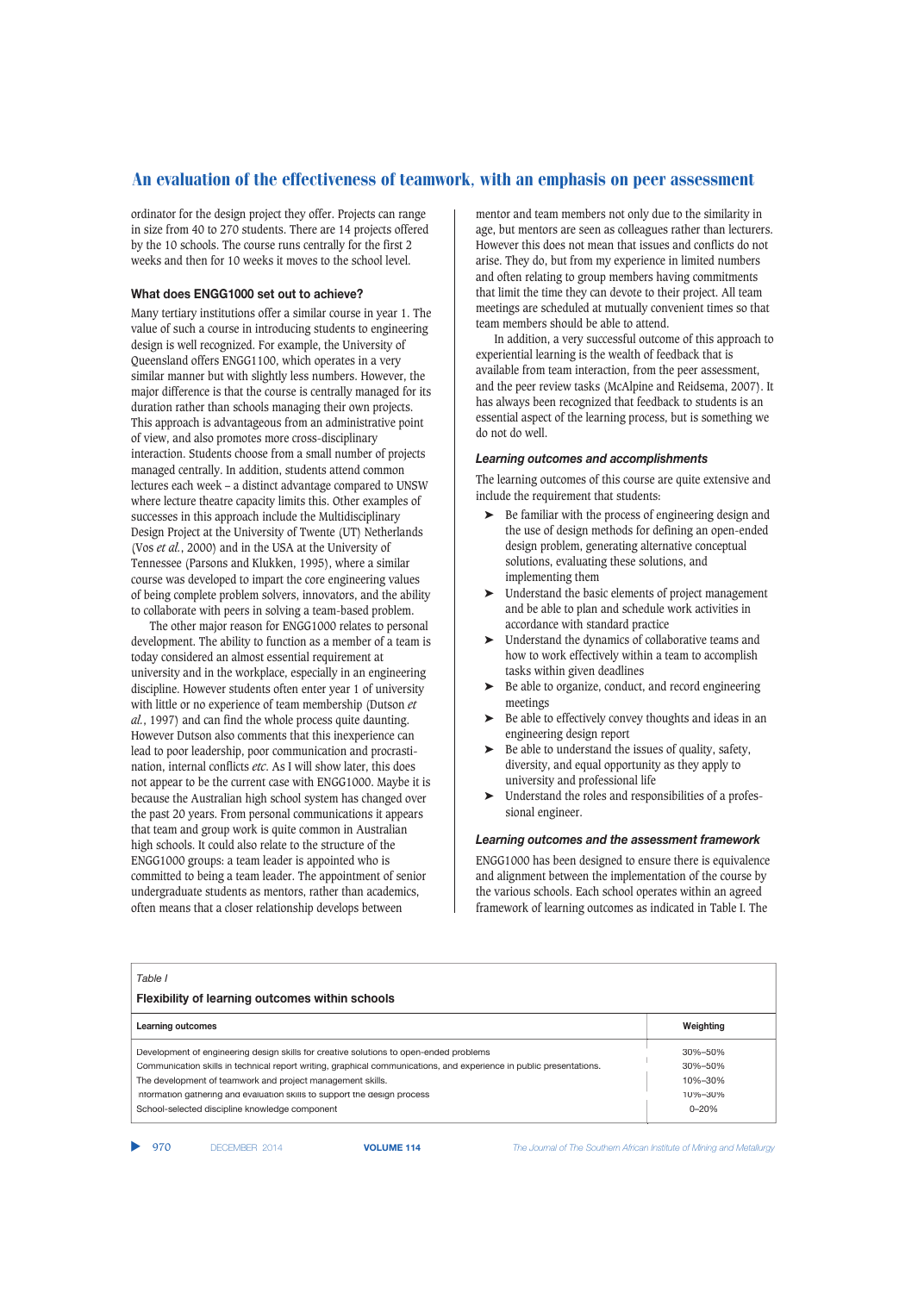ordinator for the design project they offer. Projects can range in size from 40 to 270 students. There are 14 projects offered by the 10 schools. The course runs centrally for the first 2 weeks and then for 10 weeks it moves to the school level.

### What does ENGG1000 set out to achieve?

Many tertiary institutions offer a similar course in year 1. The value of such a course in introducing students to engineering design is well recognized. For example, the University of Queensland offers ENGG1100, which operates in a very similar manner but with slightly less numbers. However, the major difference is that the course is centrally managed for its duration rather than schools managing their own projects. This approach is advantageous from an administrative point of view, and also promotes more cross-disciplinary interaction. Students choose from a small number of projects managed centrally. In addition, students attend common lectures each week – a distinct advantage compared to UNSW where lecture theatre capacity limits this. Other examples of successes in this approach include the Multidisciplinary Design Project at the University of Twente (UT) Netherlands (Vos *et al.*, 2000) and in the USA at the University of Tennessee (Parsons and Klukken, 1995), where a similar course was developed to impart the core engineering values of being complete problem solvers, innovators, and the ability to collaborate with peers in solving a team-based problem.

The other major reason for ENGG1000 relates to personal development. The ability to function as a member of a team is today considered an almost essential requirement at university and in the workplace, especially in an engineering discipline. However students often enter year 1 of university with little or no experience of team membership (Dutson *et al.*, 1997) and can find the whole process quite daunting. However Dutson also comments that this inexperience can lead to poor leadership, poor communication and procrastination, internal conflicts *etc.* As I will show later, this does not appear to be the current case with ENGG1000. Maybe it is because the Australian high school system has changed over the past 20 years. From personal communications it appears that team and group work is quite common in Australian high schools. It could also relate to the structure of the ENGG1000 groups: a team leader is appointed who is committed to being a team leader. The appointment of senior undergraduate students as mentors, rather than academics, often means that a closer relationship develops between mentor and team members not only due to the similarity in age, but mentors are seen as colleagues rather than lecturers. However this does not mean that issues and conflicts do not arise. They do, but from my experience in limited numbers and often relating to group members having commitments that limit the time they can devote to their project. All team meetings are scheduled at mutually convenient times so that team members should be able to attend.

In addition, a very successful outcome of this approach to experiential learning is the wealth of feedback that is available from team interaction, from the peer assessment, and the peer review tasks (McAlpine and Reidsema, 2007). It has always been recognized that feedback to students is an essential aspect of the learning process, but is something we do not do well.

#### *Learning outcomes and accomplishments*

The learning outcomes of this course are quite extensive and include the requirement that students:

- Be familiar with the process of engineering design and the use of design methods for defining an open-ended design problem, generating alternative conceptual solutions, evaluating these solutions, and implementing them
- Understand the basic elements of project management and be able to plan and schedule work activities in accordance with standard practice
- Understand the dynamics of collaborative teams and how to work effectively within a team to accomplish tasks within given deadlines
- Be able to organize, conduct, and record engineering meetings
- Be able to effectively convey thoughts and ideas in an engineering design report
- Be able to understand the issues of quality, safety, diversity, and equal opportunity as they apply to university and professional life
- Understand the roles and responsibilities of a professional engineer.

#### *Learning outcomes and the assessment framework*

ENGG1000 has been designed to ensure there is equivalence and alignment between the implementation of the course by the various schools. Each school operates within an agreed framework of learning outcomes as indicated in Table I. The

*Table I*

**Flexibility of learning outcomes within schools**

| Learning outcomes | Weighting |
|---|---|
| Development of engineering design skills for creative solutions to open-ended problems | 30%–50% |
| Communication skills in technical report writing, graphical communications, and experience in public presentations. | 30%–50% |
| The development of teamwork and project management skills. | 10%–30% |
| Information gathering and evaluation skills to support the design process | 10%–30% |
| School-selected discipline knowledge component | 0–20% |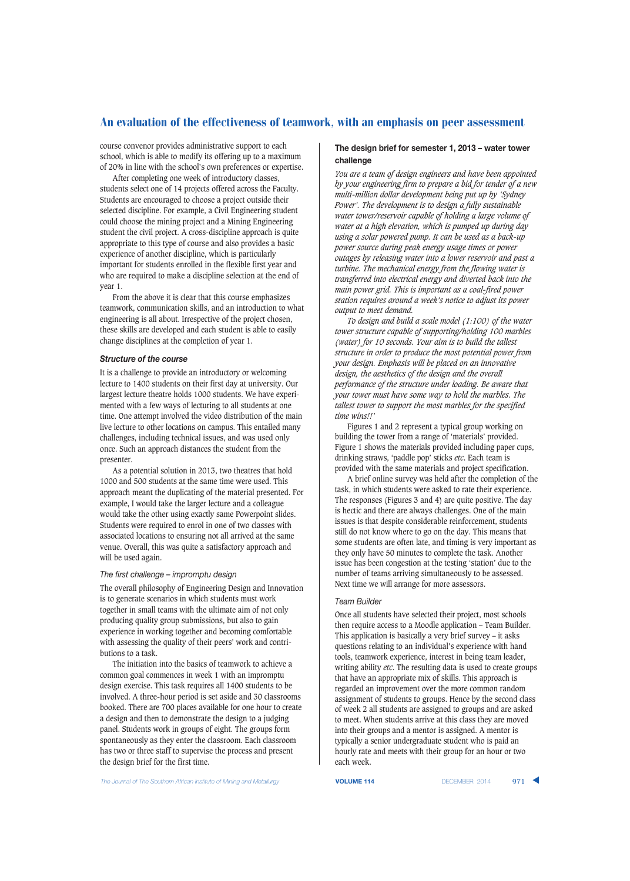course convenor provides administrative support to each school, which is able to modify its offering up to a maximum of 20% in line with the school's own preferences or expertise.

After completing one week of introductory classes, students select one of 14 projects offered across the Faculty. Students are encouraged to choose a project outside their selected discipline. For example, a Civil Engineering student could choose the mining project and a Mining Engineering student the civil project. A cross-discipline approach is quite appropriate to this type of course and also provides a basic experience of another discipline, which is particularly important for students enrolled in the flexible first year and who are required to make a discipline selection at the end of year 1.

From the above it is clear that this course emphasizes teamwork, communication skills, and an introduction to what engineering is all about. Irrespective of the project chosen, these skills are developed and each student is able to easily change disciplines at the completion of year 1.

### *Structure of the course*

It is a challenge to provide an introductory or welcoming lecture to 1400 students on their first day at university. Our largest lecture theatre holds 1000 students. We have experimented with a few ways of lecturing to all students at one time. One attempt involved the video distribution of the main live lecture to other locations on campus. This entailed many challenges, including technical issues, and was used only once. Such an approach distances the student from the presenter.

As a potential solution in 2013, two theatres that hold 1000 and 500 students at the same time were used. This approach meant the duplicating of the material presented. For example, I would take the larger lecture and a colleague would take the other using exactly same Powerpoint slides. Students were required to enrol in one of two classes with associated locations to ensuring not all arrived at the same venue. Overall, this was quite a satisfactory approach and will be used again.

#### *The first challenge – impromptu design*

The overall philosophy of Engineering Design and Innovation is to generate scenarios in which students must work together in small teams with the ultimate aim of not only producing quality group submissions, but also to gain experience in working together and becoming comfortable with assessing the quality of their peers' work and contributions to a task.

The initiation into the basics of teamwork to achieve a common goal commences in week 1 with an impromptu design exercise. This task requires all 1400 students to be involved. A three-hour period is set aside and 30 classrooms booked. There are 700 places available for one hour to create a design and then to demonstrate the design to a judging panel. Students work in groups of eight. The groups form spontaneously as they enter the classroom. Each classroom has two or three staff to supervise the process and present the design brief for the first time.

#### **The design brief for semester 1, 2013 – water tower challenge**

*You are a team of design engineers and have been appointed by your engineering firm to prepare a bid for tender of a new multi-million dollar development being put up by 'Sydney Power'. The development is to design a fully sustainable water tower/reservoir capable of holding a large volume of water at a high elevation, which is pumped up during day using a solar powered pump. It can be used as a back-up power source during peak energy usage times or power outages by releasing water into a lower reservoir and past a turbine. The mechanical energy from the flowing water is transferred into electrical energy and diverted back into the main power grid. This is important as a coal-fired power station requires around a week's notice to adjust its power output to meet demand.*

*To design and build a scale model (1:100) of the water tower structure capable of supporting/holding 100 marbles (water) for 10 seconds. Your aim is to build the tallest structure in order to produce the most potential power from your design. Emphasis will be placed on an innovative design, the aesthetics of the design and the overall performance of the structure under loading. Be aware that your tower must have some way to hold the marbles. The tallest tower to support the most marbles for the specified time wins!!'*

Figures 1 and 2 represent a typical group working on building the tower from a range of 'materials' provided. Figure 1 shows the materials provided including paper cups, drinking straws, 'paddle pop' sticks *etc.* Each team is provided with the same materials and project specification.

A brief online survey was held after the completion of the task, in which students were asked to rate their experience. The responses (Figures 3 and 4) are quite positive. The day is hectic and there are always challenges. One of the main issues is that despite considerable reinforcement, students still do not know where to go on the day. This means that some students are often late, and timing is very important as they only have 50 minutes to complete the task. Another issue has been congestion at the testing 'station' due to the number of teams arriving simultaneously to be assessed. Next time we will arrange for more assessors.

#### *Team Builder*

Once all students have selected their project, most schools then require access to a Moodle application – Team Builder. This application is basically a very brief survey – it asks questions relating to an individual's experience with hand tools, teamwork experience, interest in being team leader, writing ability *etc.* The resulting data is used to create groups that have an appropriate mix of skills. This approach is regarded an improvement over the more common random assignment of students to groups. Hence by the second class of week 2 all students are assigned to groups and are asked to meet. When students arrive at this class they are moved into their groups and a mentor is assigned. A mentor is typically a senior undergraduate student who is paid an hourly rate and meets with their group for an hour or two each week.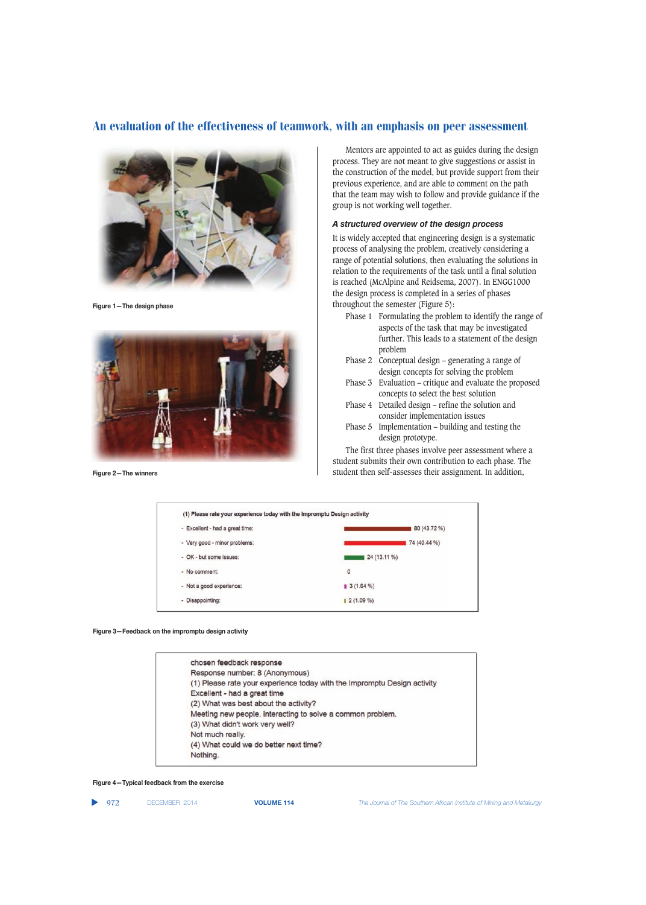Figure 1—The design phase

Figure 2—The winners

Mentors are appointed to act as guides during the design process. They are not meant to give suggestions or assist in the construction of the model, but provide support from their previous experience, and are able to comment on the path that the team may wish to follow and provide guidance if the group is not working well together.

### *A structured overview of the design process*

It is widely accepted that engineering design is a systematic process of analysing the problem, creatively considering a range of potential solutions, then evaluating the solutions in relation to the requirements of the task until a final solution is reached (McAlpine and Reidsema, 2007). In ENGG1000 the design process is completed in a series of phases throughout the semester (Figure 5):

- Phase 1 Formulating the problem to identify the range of aspects of the task that may be investigated further. This leads to a statement of the design problem
- Phase 2 Conceptual design – generating a range of design concepts for solving the problem
- Phase 3 Evaluation – critique and evaluate the proposed concepts to select the best solution
- Phase 4 Detailed design – refine the solution and consider implementation issues
- Phase 5 Implementation – building and testing the design prototype.

The first three phases involve peer assessment where a student submits their own contribution to each phase. The student then self-assesses their assignment. In addition,

**(1) Please rate your experience today with the Impromptu Design activity**

| Response | Count (%) |
|---|---|
| Excellent - had a great time: | 80 (43.72 %) |
| Very good - minor problems: | 74 (40.44 %) |
| OK - but some issues: | 24 (13.11 %) |
| No comment: | 0 |
| Not a good experience: | 3 (1.64 %) |
| Disappointing: | 2 (1.09 %) |

Figure 3—Feedback on the impromptu design activity

> chosen feedback response
> Response number: 8 (Anonymous)
> (1) Please rate your experience today with the Impromptu Design activity
> Excellent - had a great time
> (2) What was best about the activity?
> Meeting new people, interacting to solve a common problem.
> (3) What didn't work very well?
> Not much really.
> (4) What could we do better next time?
> Nothing.

Figure 4—Typical feedback from the exercise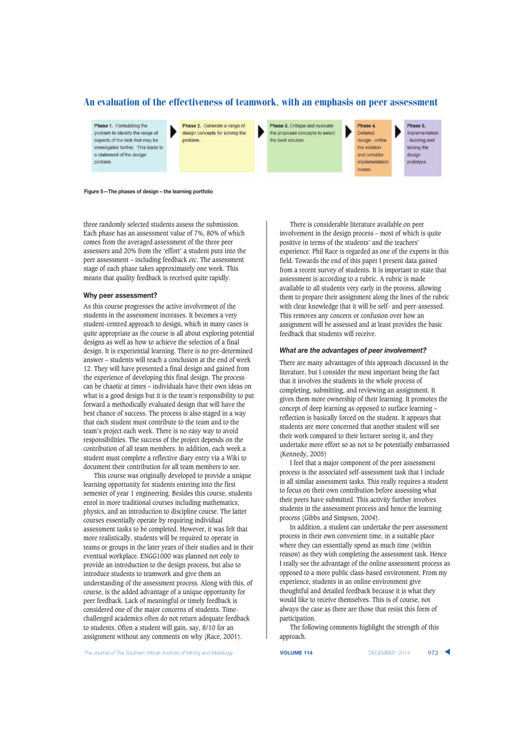| Phase 1. Formulating the problem to identify the range of aspects of the task that may be investigated further. This leads to a statement of the design problem. | Phase 2. Generate a range of design concepts for solving the problem. | Phase 3. Critique and evaluate the proposed concepts to select the best solution. | Phase 4. Detailed design - refine the solution and consider implementation issues. | Phase 5. Implementation - building and testing the design prototype. |
|---|---|---|---|---|

**Figure 5—The phases of design – the learning portfolio**

three randomly selected students assess the submission. Each phase has an assessment value of 7%, 80% of which comes from the averaged assessment of the three peer assessors and 20% from the 'effort' a student puts into the peer assessment – including feedback *etc*. The assessment stage of each phase takes approximately one week. This means that quality feedback is received quite rapidly.

### Why peer assessment?

As this course progresses the active involvement of the students in the assessment increases. It becomes a very student-centred approach to design, which in many cases is quite appropriate as the course is all about exploring potential designs as well as how to achieve the selection of a final design. It is experiential learning. There is no pre-determined answer – students will reach a conclusion at the end of week 12. They will have presented a final design and gained from the experience of developing this final design. The process can be chaotic at times – individuals have their own ideas on what is a good design but it is the team's responsibility to put forward a methodically evaluated design that will have the best chance of success. The process is also staged in a way that each student must contribute to the team and to the team's project each week. There is no easy way to avoid responsibilities. The success of the project depends on the contribution of all team members. In addition, each week a student must complete a reflective diary entry via a Wiki to document their contribution for all team members to see.

This course was originally developed to provide a unique learning opportunity for students entering into the first semester of year 1 engineering. Besides this course, students enrol in more traditional courses including mathematics, physics, and an introduction to discipline course. The latter courses essentially operate by requiring individual assessment tasks to be completed. However, it was felt that more realistically, students will be required to operate in teams or groups in the later years of their studies and in their eventual workplace. ENGG1000 was planned not only to provide an introduction to the design process, but also to introduce students to teamwork and give them an understanding of the assessment process. Along with this, of course, is the added advantage of a unique opportunity for peer feedback. Lack of meaningful or timely feedback is considered one of the major concerns of students. Time-challenged academics often do not return adequate feedback to students. Often a student will gain, say, 8/10 for an assignment without any comments on why (Race, 2001).

There is considerable literature available on peer involvement in the design process – most of which is quite positive in terms of the students' and the teachers' experience. Phil Race is regarded as one of the experts in this field. Towards the end of this paper I present data gained from a recent survey of students. It is important to state that assessment is according to a rubric. A rubric is made available to all students very early in the process, allowing them to prepare their assignment along the lines of the rubric with clear knowledge that it will be self- and peer-assessed. This removes any concern or confusion over how an assignment will be assessed and at least provides the basic feedback that students will receive.

### *What are the advantages of peer involvement?*

There are many advantages of this approach discussed in the literature, but I consider the most important being the fact that it involves the students in the whole process of completing, submitting, and reviewing an assignment. It gives them more ownership of their learning. It promotes the concept of deep learning as opposed to surface learning – reflection is basically forced on the student. It appears that students are more concerned that another student will see their work compared to their lecturer seeing it, and they undertake more effort so as not to be potentially embarrassed (Kennedy, 2005)

I feel that a major component of the peer assessment process is the associated self-assessment task that I include in all similar assessment tasks. This really requires a student to focus on their own contribution before assessing what their peers have submitted. This activity further involves students in the assessment process and hence the learning process (Gibbs and Simpson, 2004).

In addition, a student can undertake the peer assessment process in their own convenient time, in a suitable place where they can essentially spend as much time (within reason) as they wish completing the assessment task. Hence I really see the advantage of the online assessment process as opposed to a more public class-based environment. From my experience, students in an online environment give thoughtful and detailed feedback because it is what they would like to receive themselves. This is of course, not always the case as there are those that resist this form of participation.

The following comments highlight the strength of this approach.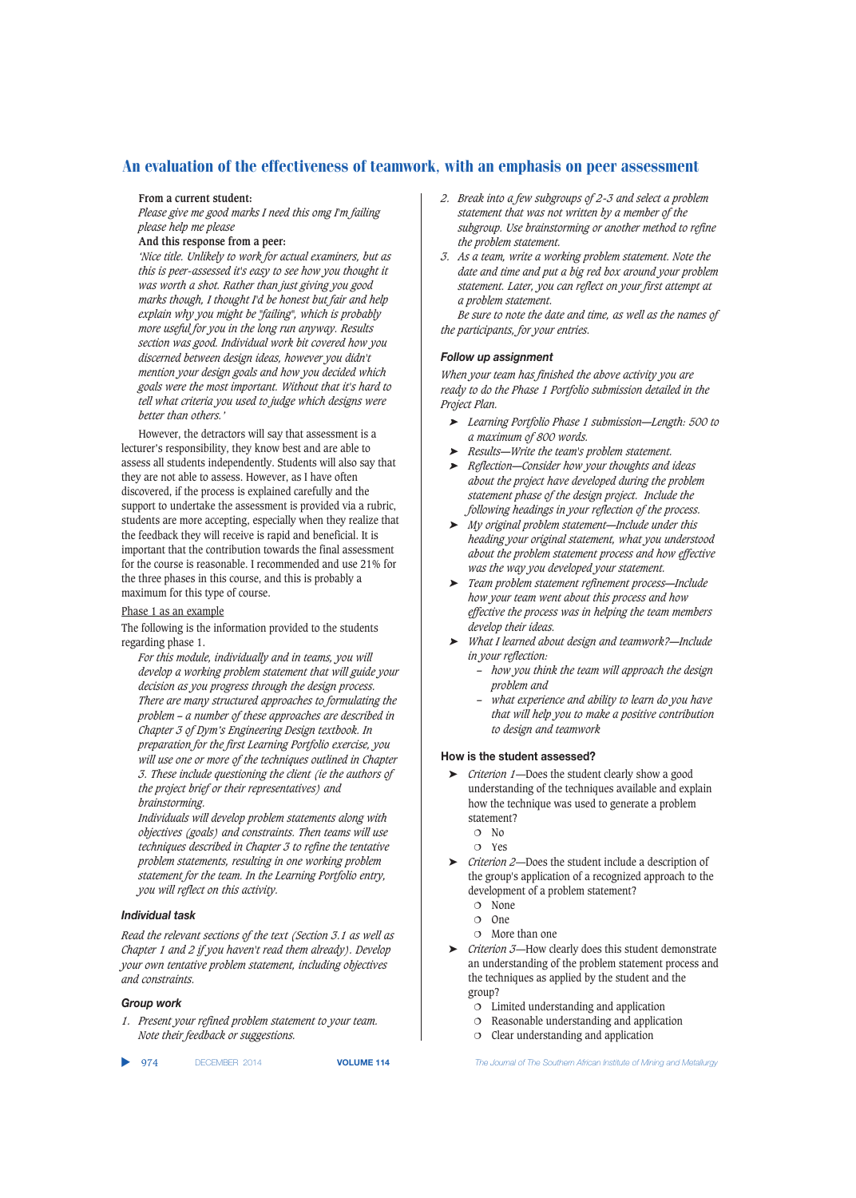**From a current student:**

*Please give me good marks I need this omg I'm failing please help me please*

**And this response from a peer:**

*'Nice title. Unlikely to work for actual examiners, but as this is peer-assessed it's easy to see how you thought it was worth a shot. Rather than just giving you good marks though, I thought I'd be honest but fair and help explain why you might be "failing", which is probably more useful for you in the long run anyway. Results section was good. Individual work bit covered how you discerned between design ideas, however you didn't mention your design goals and how you decided which goals were the most important. Without that it's hard to tell what criteria you used to judge which designs were better than others.'*

However, the detractors will still say that assessment is a lecturer's responsibility, they know best and are able to assess all students independently. Students will also say that they are not able to assess. However, as I have often discovered, if the process is explained carefully and the support to undertake the assessment is provided via a rubric, students are more accepting, especially when they realize that the feedback they will receive is rapid and beneficial. It is important that the contribution towards the final assessment for the course is reasonable. I recommended and use 21% for the three phases in this course, and this is probably a maximum for this type of course.

Phase 1 as an example

The following is the information provided to the students regarding phase 1.

*For this module, individually and in teams, you will develop a working problem statement that will guide your decision as you progress through the design process. There are many structured approaches to formulating the problem – a number of these approaches are described in Chapter 3 of Dym's Engineering Design textbook. In preparation for the first Learning Portfolio exercise, you will use one or more of the techniques outlined in Chapter 3. These include questioning the client (ie the authors of the project brief or their representatives) and brainstorming.*

*Individuals will develop problem statements along with objectives (goals) and constraints. Then teams will use techniques described in Chapter 3 to refine the tentative problem statements, resulting in one working problem statement for the team. In the Learning Portfolio entry, you will reflect on this activity.*

### Individual task

*Read the relevant sections of the text (Section 3.1 as well as Chapter 1 and 2 if you haven't read them already). Develop your own tentative problem statement, including objectives and constraints.*

### Group work

1. *Present your refined problem statement to your team. Note their feedback or suggestions.*
2. *Break into a few subgroups of 2-3 and select a problem statement that was not written by a member of the subgroup. Use brainstorming or another method to refine the problem statement.*
3. *As a team, write a working problem statement. Note the date and time and put a big red box around your problem statement. Later, you can reflect on your first attempt at a problem statement.*

   *Be sure to note the date and time, as well as the names of the participants, for your entries.*

### Follow up assignment

*When your team has finished the above activity you are ready to do the Phase 1 Portfolio submission detailed in the Project Plan.*

- *Learning Portfolio Phase 1 submission—Length: 500 to a maximum of 800 words.*
- *Results—Write the team's problem statement.*
- *Reflection—Consider how your thoughts and ideas about the project have developed during the problem statement phase of the design project. Include the following headings in your reflection of the process.*
- *My original problem statement—Include under this heading your original statement, what you understood about the problem statement process and how effective was the way you developed your statement.*
- *Team problem statement refinement process—Include how your team went about this process and how effective the process was in helping the team members develop their ideas.*
- *What I learned about design and teamwork?—Include in your reflection:*
  - *how you think the team will approach the design problem and*
  - *what experience and ability to learn do you have that will help you to make a positive contribution to design and teamwork*

### How is the student assessed?

- *Criterion 1*—Does the student clearly show a good understanding of the techniques available and explain how the technique was used to generate a problem statement?
  - No
  - Yes
- *Criterion 2*—Does the student include a description of the group's application of a recognized approach to the development of a problem statement?
  - None
  - One
  - More than one
- *Criterion 3*—How clearly does this student demonstrate an understanding of the problem statement process and the techniques as applied by the student and the group?
  - Limited understanding and application
  - Reasonable understanding and application
  - Clear understanding and application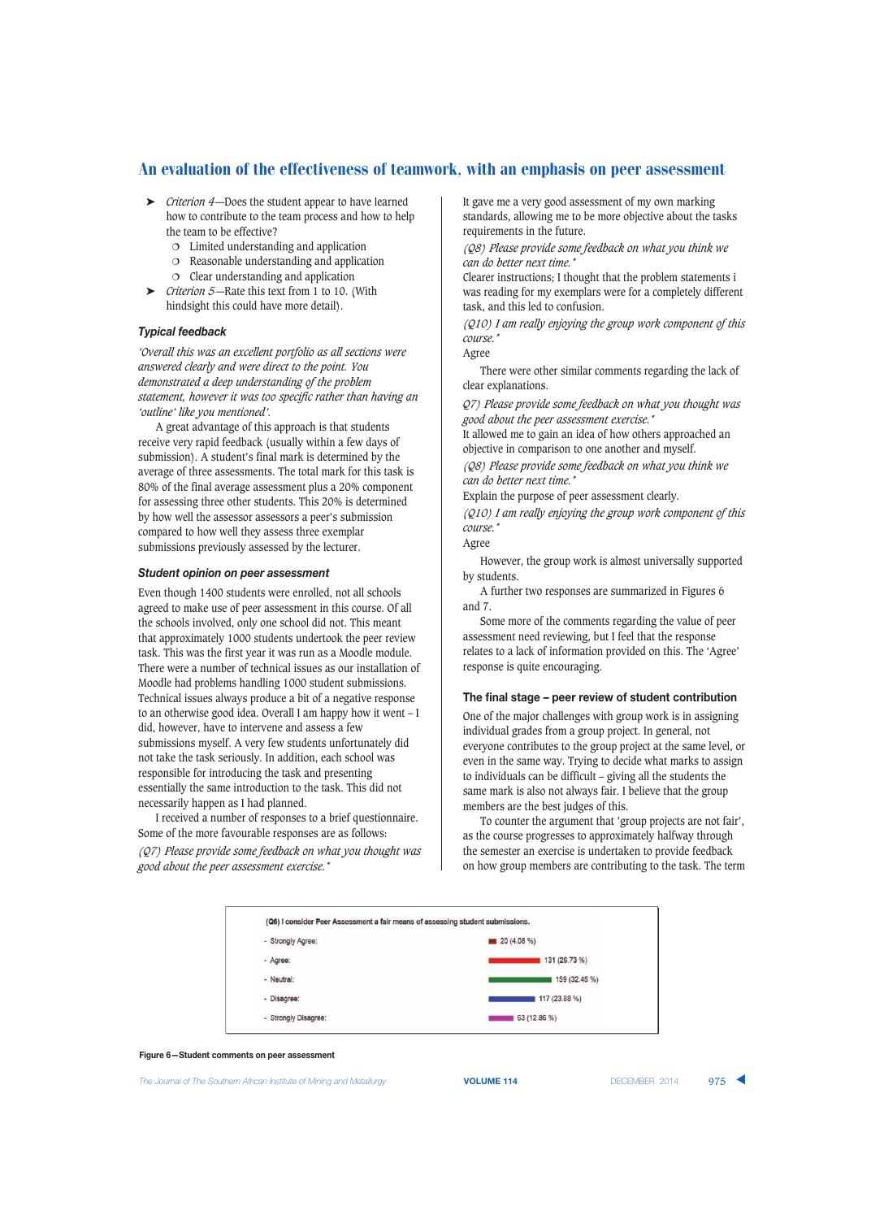- ➤ *Criterion 4*—Does the student appear to have learned how to contribute to the team process and how to help the team to be effective?
  - ❍ Limited understanding and application
  - ❍ Reasonable understanding and application
  - ❍ Clear understanding and application
- ➤ *Criterion 5*—Rate this text from 1 to 10. (With hindsight this could have more detail).

### Typical feedback

*'Overall this was an excellent portfolio as all sections were answered clearly and were direct to the point. You demonstrated a deep understanding of the problem statement, however it was too specific rather than having an 'outline' like you mentioned'.*

A great advantage of this approach is that students receive very rapid feedback (usually within a few days of submission). A student's final mark is determined by the average of three assessments. The total mark for this task is 80% of the final average assessment plus a 20% component for assessing three other students. This 20% is determined by how well the assessor assessors a peer's submission compared to how well they assess three exemplar submissions previously assessed by the lecturer.

### Student opinion on peer assessment

Even though 1400 students were enrolled, not all schools agreed to make use of peer assessment in this course. Of all the schools involved, only one school did not. This meant that approximately 1000 students undertook the peer review task. This was the first year it was run as a Moodle module. There were a number of technical issues as our installation of Moodle had problems handling 1000 student submissions. Technical issues always produce a bit of a negative response to an otherwise good idea. Overall I am happy how it went – I did, however, have to intervene and assess a few submissions myself. A very few students unfortunately did not take the task seriously. In addition, each school was responsible for introducing the task and presenting essentially the same introduction to the task. This did not necessarily happen as I had planned.

I received a number of responses to a brief questionnaire. Some of the more favourable responses are as follows:

*(Q7) Please provide some feedback on what you thought was good about the peer assessment exercise.\**

It gave me a very good assessment of my own marking standards, allowing me to be more objective about the tasks requirements in the future.

*(Q8) Please provide some feedback on what you think we can do better next time.\**

Clearer instructions; I thought that the problem statements i was reading for my exemplars were for a completely different task, and this led to confusion.

*(Q10) I am really enjoying the group work component of this course.\**

Agree

There were other similar comments regarding the lack of clear explanations.

*Q7) Please provide some feedback on what you thought was good about the peer assessment exercise.\**

It allowed me to gain an idea of how others approached an objective in comparison to one another and myself.

*(Q8) Please provide some feedback on what you think we can do better next time.\**

Explain the purpose of peer assessment clearly.

*(Q10) I am really enjoying the group work component of this course.\**

Agree

However, the group work is almost universally supported by students.

A further two responses are summarized in Figures 6 and 7.

Some more of the comments regarding the value of peer assessment need reviewing, but I feel that the response relates to a lack of information provided on this. The 'Agree' response is quite encouraging.

### The final stage – peer review of student contribution

One of the major challenges with group work is in assigning individual grades from a group project. In general, not everyone contributes to the group project at the same level, or even in the same way. Trying to decide what marks to assign to individuals can be difficult – giving all the students the same mark is also not always fair. I believe that the group members are the best judges of this.

To counter the argument that 'group projects are not fair', as the course progresses to approximately halfway through the semester an exercise is undertaken to provide feedback on how group members are contributing to the task. The term

**(Q6) I consider Peer Assessment a fair means of assessing student submissions.**

| Response | Count (%) |
|---|---|
| Strongly Agree: | 20 (4.08 %) |
| Agree: | 131 (26.73 %) |
| Neutral: | 159 (32.45 %) |
| Disagree: | 117 (23.88 %) |
| Strongly Disagree: | 63 (12.86 %) |

**Figure 6—Student comments on peer assessment**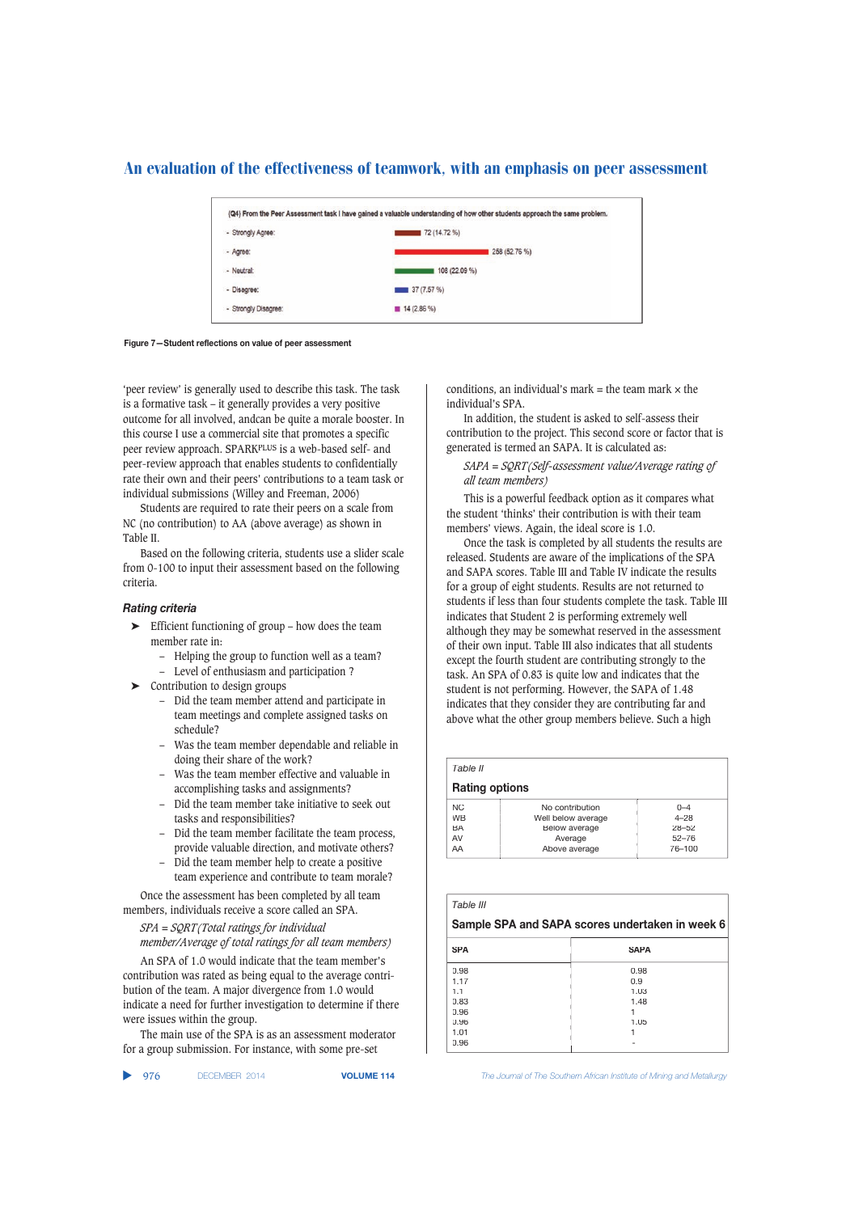(Q4) From the Peer Assessment task I have gained a valuable understanding of how other students approach the same problem.

| Response | Count |
|---|---|
| Strongly Agree: | 72 (14.72 %) |
| Agree: | 258 (52.76 %) |
| Neutral: | 108 (22.09 %) |
| Disagree: | 37 (7.57 %) |
| Strongly Disagree: | 14 (2.86 %) |

**Figure 7—Student reflections on value of peer assessment**

'peer review' is generally used to describe this task. The task is a formative task – it generally provides a very positive outcome for all involved, andcan be quite a morale booster. In this course I use a commercial site that promotes a specific peer review approach. SPARKPLUS is a web-based self- and peer-review approach that enables students to confidentially rate their own and their peers' contributions to a team task or individual submissions (Willey and Freeman, 2006)

Students are required to rate their peers on a scale from NC (no contribution) to AA (above average) as shown in Table II.

Based on the following criteria, students use a slider scale from 0-100 to input their assessment based on the following criteria.

### Rating criteria

- Efficient functioning of group – how does the team member rate in:
  - Helping the group to function well as a team?
  - Level of enthusiasm and participation ?
- Contribution to design groups
  - Did the team member attend and participate in team meetings and complete assigned tasks on schedule?
  - Was the team member dependable and reliable in doing their share of the work?
  - Was the team member effective and valuable in accomplishing tasks and assignments?
  - Did the team member take initiative to seek out tasks and responsibilities?
  - Did the team member facilitate the team process, provide valuable direction, and motivate others?
  - Did the team member help to create a positive team experience and contribute to team morale?

Once the assessment has been completed by all team members, individuals receive a score called an SPA.

*SPA = SQRT(Total ratings for individual member/Average of total ratings for all team members)*

An SPA of 1.0 would indicate that the team member's contribution was rated as being equal to the average contribution of the team. A major divergence from 1.0 would indicate a need for further investigation to determine if there were issues within the group.

The main use of the SPA is as an assessment moderator for a group submission. For instance, with some pre-set conditions, an individual's mark = the team mark × the individual's SPA.

In addition, the student is asked to self-assess their contribution to the project. This second score or factor that is generated is termed an SAPA. It is calculated as:

*SAPA = SQRT(Self-assessment value/Average rating of all team members)*

This is a powerful feedback option as it compares what the student 'thinks' their contribution is with their team members' views. Again, the ideal score is 1.0.

Once the task is completed by all students the results are released. Students are aware of the implications of the SPA and SAPA scores. Table III and Table IV indicate the results for a group of eight students. Results are not returned to students if less than four students complete the task. Table III indicates that Student 2 is performing extremely well although they may be somewhat reserved in the assessment of their own input. Table III also indicates that all students except the fourth student are contributing strongly to the task. An SPA of 0.83 is quite low and indicates that the student is not performing. However, the SAPA of 1.48 indicates that they consider they are contributing far and above what the other group members believe. Such a high

Table II

**Rating options**

| | | |
|---|---|---|
| NC | No contribution | 0–4 |
| WB | Well below average | 4–28 |
| BA | Below average | 28–52 |
| AV | Average | 52–76 |
| AA | Above average | 76–100 |

Table III

**Sample SPA and SAPA scores undertaken in week 6**

| SPA | SAPA |
|---|---|
| 0.98 | 0.98 |
| 1.17 | 0.9 |
| 1.1 | 1.03 |
| 0.83 | 1.48 |
| 0.96 | 1 |
| 0.96 | 1.05 |
| 1.01 | 1 |
| 0.96 | - |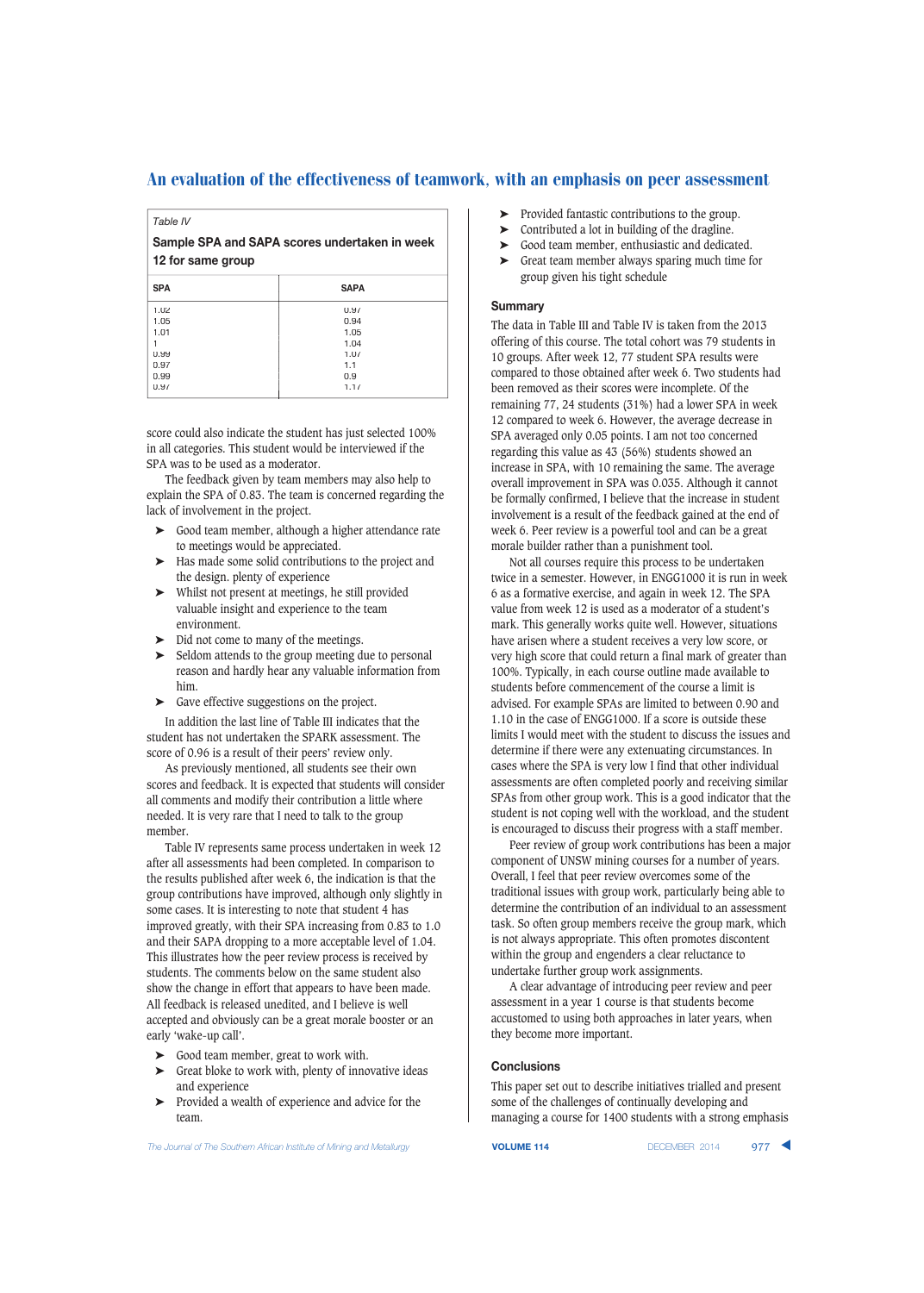Table IV

**Sample SPA and SAPA scores undertaken in week 12 for same group**

| SPA | SAPA |
|---|---|
| 1.02 | 0.97 |
| 1.05 | 0.94 |
| 1.01 | 1.05 |
| 1 | 1.04 |
| 0.99 | 1.07 |
| 0.97 | 1.1 |
| 0.99 | 0.9 |
| 0.97 | 1.17 |

score could also indicate the student has just selected 100% in all categories. This student would be interviewed if the SPA was to be used as a moderator.

The feedback given by team members may also help to explain the SPA of 0.83. The team is concerned regarding the lack of involvement in the project.

- Good team member, although a higher attendance rate to meetings would be appreciated.
- Has made some solid contributions to the project and the design. plenty of experience
- Whilst not present at meetings, he still provided valuable insight and experience to the team environment.
- Did not come to many of the meetings.
- Seldom attends to the group meeting due to personal reason and hardly hear any valuable information from him.
- Gave effective suggestions on the project.

In addition the last line of Table III indicates that the student has not undertaken the SPARK assessment. The score of 0.96 is a result of their peers' review only.

As previously mentioned, all students see their own scores and feedback. It is expected that students will consider all comments and modify their contribution a little where needed. It is very rare that I need to talk to the group member.

Table IV represents same process undertaken in week 12 after all assessments had been completed. In comparison to the results published after week 6, the indication is that the group contributions have improved, although only slightly in some cases. It is interesting to note that student 4 has improved greatly, with their SPA increasing from 0.83 to 1.0 and their SAPA dropping to a more acceptable level of 1.04. This illustrates how the peer review process is received by students. The comments below on the same student also show the change in effort that appears to have been made. All feedback is released unedited, and I believe is well accepted and obviously can be a great morale booster or an early 'wake-up call'.

- Good team member, great to work with.
- Great bloke to work with, plenty of innovative ideas and experience
- Provided a wealth of experience and advice for the team.
- Provided fantastic contributions to the group.
- Contributed a lot in building of the dragline.
- Good team member, enthusiastic and dedicated.
- Great team member always sparing much time for group given his tight schedule

## Summary

The data in Table III and Table IV is taken from the 2013 offering of this course. The total cohort was 79 students in 10 groups. After week 12, 77 student SPA results were compared to those obtained after week 6. Two students had been removed as their scores were incomplete. Of the remaining 77, 24 students (31%) had a lower SPA in week 12 compared to week 6. However, the average decrease in SPA averaged only 0.05 points. I am not too concerned regarding this value as 43 (56%) students showed an increase in SPA, with 10 remaining the same. The average overall improvement in SPA was 0.035. Although it cannot be formally confirmed, I believe that the increase in student involvement is a result of the feedback gained at the end of week 6. Peer review is a powerful tool and can be a great morale builder rather than a punishment tool.

Not all courses require this process to be undertaken twice in a semester. However, in ENGG1000 it is run in week 6 as a formative exercise, and again in week 12. The SPA value from week 12 is used as a moderator of a student's mark. This generally works quite well. However, situations have arisen where a student receives a very low score, or very high score that could return a final mark of greater than 100%. Typically, in each course outline made available to students before commencement of the course a limit is advised. For example SPAs are limited to between 0.90 and 1.10 in the case of ENGG1000. If a score is outside these limits I would meet with the student to discuss the issues and determine if there were any extenuating circumstances. In cases where the SPA is very low I find that other individual assessments are often completed poorly and receiving similar SPAs from other group work. This is a good indicator that the student is not coping well with the workload, and the student is encouraged to discuss their progress with a staff member.

Peer review of group work contributions has been a major component of UNSW mining courses for a number of years. Overall, I feel that peer review overcomes some of the traditional issues with group work, particularly being able to determine the contribution of an individual to an assessment task. So often group members receive the group mark, which is not always appropriate. This often promotes discontent within the group and engenders a clear reluctance to undertake further group work assignments.

A clear advantage of introducing peer review and peer assessment in a year 1 course is that students become accustomed to using both approaches in later years, when they become more important.

## Conclusions

This paper set out to describe initiatives trialled and present some of the challenges of continually developing and managing a course for 1400 students with a strong emphasis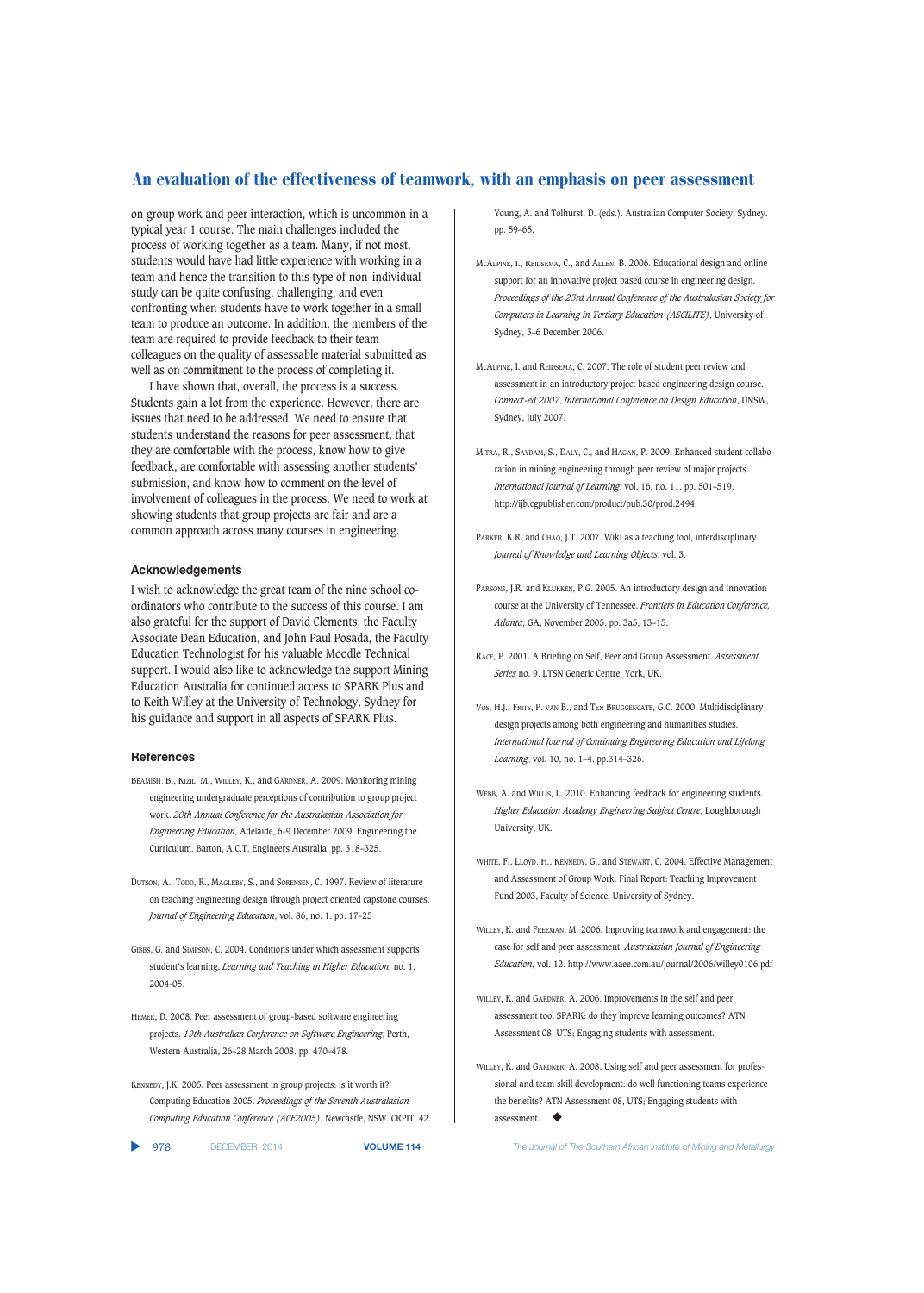on group work and peer interaction, which is uncommon in a typical year 1 course. The main challenges included the process of working together as a team. Many, if not most, students would have had little experience with working in a team and hence the transition to this type of non-individual study can be quite confusing, challenging, and even confronting when students have to work together in a small team to produce an outcome. In addition, the members of the team are required to provide feedback to their team colleagues on the quality of assessable material submitted as well as on commitment to the process of completing it.

I have shown that, overall, the process is a success. Students gain a lot from the experience. However, there are issues that need to be addressed. We need to ensure that students understand the reasons for peer assessment, that they are comfortable with the process, know how to give feedback, are comfortable with assessing another students' submission, and know how to comment on the level of involvement of colleagues in the process. We need to work at showing students that group projects are fair and are a common approach across many courses in engineering.

## Acknowledgements

I wish to acknowledge the great team of the nine school co-ordinators who contribute to the success of this course. I am also grateful for the support of David Clements, the Faculty Associate Dean Education, and John Paul Posada, the Faculty Education Technologist for his valuable Moodle Technical support. I would also like to acknowledge the support Mining Education Australia for continued access to SPARK Plus and to Keith Willey at the University of Technology, Sydney for his guidance and support in all aspects of SPARK Plus.

## References

Beamish, B., Kizil, M., Willey, K., and Gardner, A. 2009. Monitoring mining engineering undergraduate perceptions of contribution to group project work. *20th Annual Conference for the Australasian Association for Engineering Education*, Adelaide, 6-9 December 2009. Engineering the Curriculum. Barton, A.C.T. Engineers Australia. pp. 318–325.

Dutson, A., Todd, R., Magleby, S., and Sorensen, C. 1997. Review of literature on teaching engineering design through project oriented capstone courses. *Journal of Engineering Education*, vol. 86, no. 1. pp. 17–25

Gibbs, G. and Simpson, C. 2004. Conditions under which assessment supports student's learning. *Learning and Teaching in Higher Education*, no. 1. 2004-05.

Hemer, D. 2008. Peer assessment of group-based software engineering projects. *19th Australian Conference on Software Engineering*, Perth, Western Australia, 26–28 March 2008. pp. 470–478.

Kennedy, J.K. 2005. Peer assessment in group projects: is it worth it?' Computing Education 2005. *Proceedings of the Seventh Australasian Computing Education Conference (ACE2005)*, Newcastle, NSW. CRPIT, 42. Young, A. and Tolhurst, D. (eds.). Australian Computer Society, Sydney. pp. 59–65.

McAlpine, I., Reidsema, C., and Allen, B. 2006. Educational design and online support for an innovative project based course in engineering design. *Proceedings of the 23rd Annual Conference of the Australasian Society for Computers in Learning in Tertiary Education (ASCILITE)*, University of Sydney, 3–6 December 2006.

McAlpine, I. and Reidsema, C. 2007. The role of student peer review and assessment in an introductory project based engineering design course. *Connect-ed 2007. International Conference on Design Education*, UNSW, Sydney, July 2007.

Mitra, R., Saydam, S., Daly, C., and Hagan, P. 2009. Enhanced student collaboration in mining engineering through peer review of major projects. *International Journal of Learning*, vol. 16, no. 11. pp. 501–519. http://ijb.cgpublisher.com/product/pub.30/prod.2494.

Parker, K.R. and Chao, J.T. 2007. Wiki as a teaching tool, interdisciplinary. *Journal of Knowledge and Learning Objects*, vol. 3.

Parsons, J.R. and Klukken, P.G. 2005. An introductory design and innovation course at the University of Tennessee. *Frontiers in Education Conference, Atlanta*, GA, November 2005. pp. 3a5, 13–15.

Race, P. 2001. A Briefing on Self, Peer and Group Assessment. *Assessment Series* no. 9. LTSN Generic Centre, York, UK.

Vos, H.J., Frits, P. van B., and Ten Bruggencate, G.C. 2000. Multidisciplinary design projects among both engineering and humanities studies. *International Journal of Continuing Engineering Education and Lifelong Learning*, vol. 10, no. 1–4. pp.314–326.

Webb, A. and Willis, L. 2010. Enhancing feedback for engineering students. *Higher Education Academy Engineering Subject Centre*, Loughborough University, UK.

White, F., Lloyd, H., Kennedy, G., and Stewart, C. 2004. Effective Management and Assessment of Group Work. Final Report: Teaching Improvement Fund 2003, Faculty of Science, University of Sydney.

Willey, K. and Freeman, M. 2006. Improving teamwork and engagement: the case for self and peer assessment. *Australasian Journal of Engineering Education*, vol. 12. http://www.aaee.com.au/journal/2006/willey0106.pdf

Willey, K. and Gardner, A. 2006. Improvements in the self and peer assessment tool SPARK: do they improve learning outcomes? ATN Assessment 08, UTS; Engaging students with assessment.

Willey, K. and Gardner, A. 2008. Using self and peer assessment for professional and team skill development: do well functioning teams experience the benefits? ATN Assessment 08, UTS; Engaging students with assessment. ◆